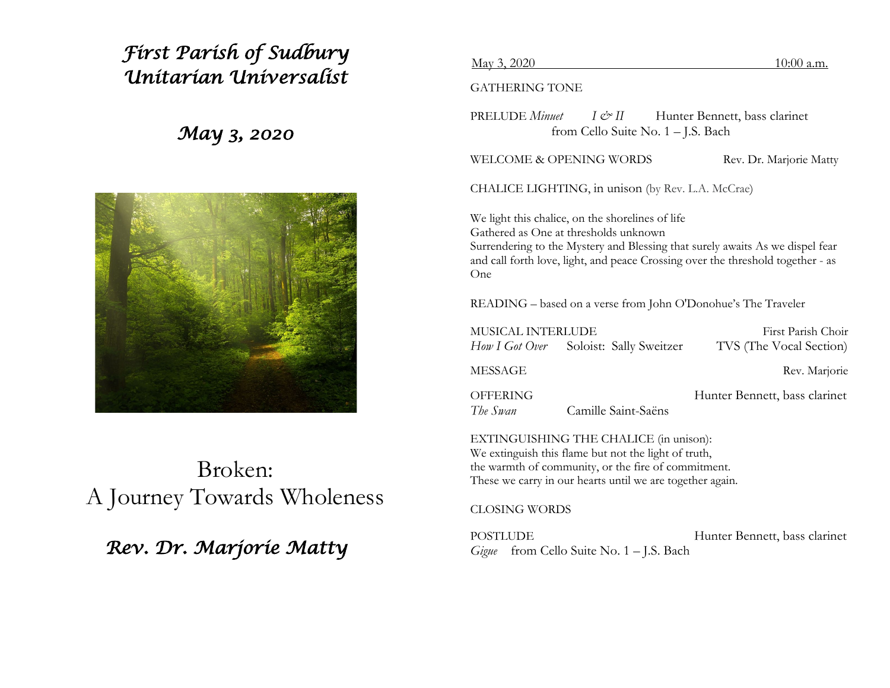# *First Parish of Sudbury Unitarian Universalist*

## *May 3, 2020*

# Broken: A Journey Towards Wholeness

## *Rev. Dr. Marjorie Matty*

May 3, 2020 10:00 a.m.

GATHERING TONE

PRELUDE *Minuet* *I & II* Hunter Bennett, bass clarinet
from Cello Suite No. 1 – J.S. Bach

WELCOME & OPENING WORDS Rev. Dr. Marjorie Matty

CHALICE LIGHTING, in unison (by Rev. L.A. McCrae)

We light this chalice, on the shorelines of life
Gathered as One at thresholds unknown
Surrendering to the Mystery and Blessing that surely awaits As we dispel fear and call forth love, light, and peace Crossing over the threshold together - as One

READING – based on a verse from John O'Donohue's The Traveler

MUSICAL INTERLUDE First Parish Choir
*How I Got Over* Soloist: Sally Sweitzer TVS (The Vocal Section)

MESSAGE Rev. Marjorie

OFFERING Hunter Bennett, bass clarinet
*The Swan* Camille Saint-Saëns

EXTINGUISHING THE CHALICE (in unison):
We extinguish this flame but not the light of truth,
the warmth of community, or the fire of commitment.
These we carry in our hearts until we are together again.

CLOSING WORDS

POSTLUDE Hunter Bennett, bass clarinet
*Gigue* from Cello Suite No. 1 – J.S. Bach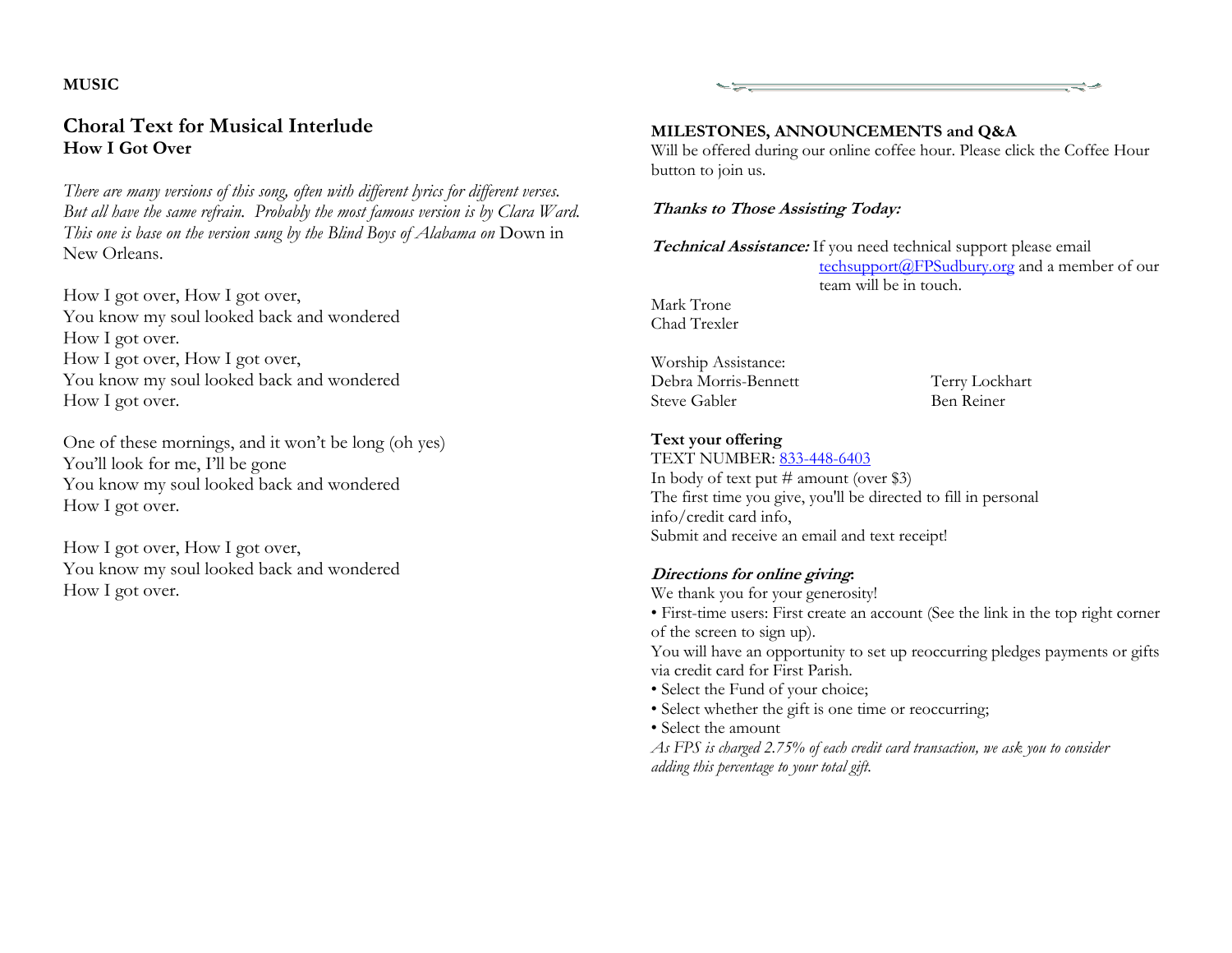**MUSIC**

## Choral Text for Musical Interlude

### How I Got Over

*There are many versions of this song, often with different lyrics for different verses. But all have the same refrain. Probably the most famous version is by Clara Ward. This one is base on the version sung by the Blind Boys of Alabama on* Down in New Orleans.

How I got over, How I got over,
You know my soul looked back and wondered
How I got over.
How I got over, How I got over,
You know my soul looked back and wondered
How I got over.

One of these mornings, and it won't be long (oh yes)
You'll look for me, I'll be gone
You know my soul looked back and wondered
How I got over.

How I got over, How I got over,
You know my soul looked back and wondered
How I got over.

**MILESTONES, ANNOUNCEMENTS and Q&A**
Will be offered during our online coffee hour. Please click the Coffee Hour button to join us.

***Thanks to Those Assisting Today:***

***Technical Assistance:*** If you need technical support please email techsupport@FPSudbury.org and a member of our team will be in touch.

Mark Trone
Chad Trexler

Worship Assistance:

| | |
|---|---|
| Debra Morris-Bennett | Terry Lockhart |
| Steve Gabler | Ben Reiner |

**Text your offering**
TEXT NUMBER: 833-448-6403
In body of text put # amount (over $3)
The first time you give, you'll be directed to fill in personal info/credit card info,
Submit and receive an email and text receipt!

***Directions for online giving*:**
We thank you for your generosity!
• First-time users: First create an account (See the link in the top right corner of the screen to sign up).
You will have an opportunity to set up reoccurring pledges payments or gifts via credit card for First Parish.
• Select the Fund of your choice;
• Select whether the gift is one time or reoccurring;
• Select the amount
*As FPS is charged 2.75% of each credit card transaction, we ask you to consider adding this percentage to your total gift.*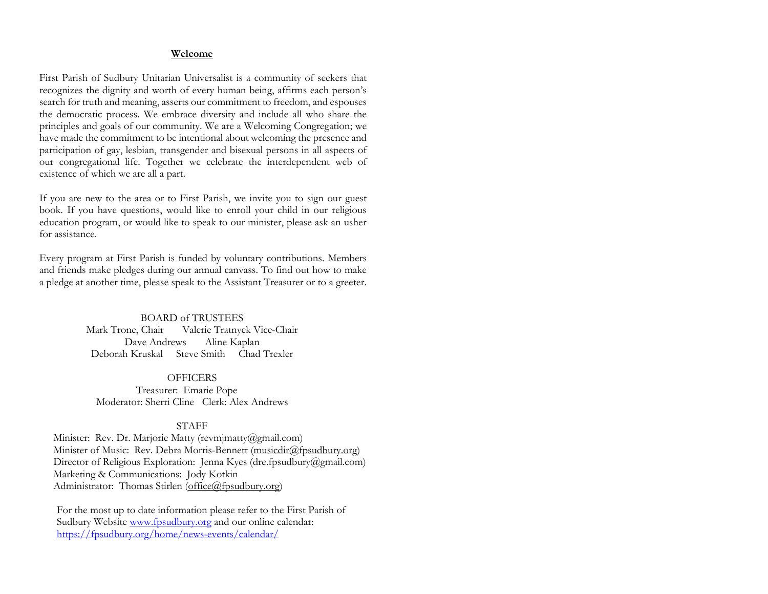## Welcome

First Parish of Sudbury Unitarian Universalist is a community of seekers that recognizes the dignity and worth of every human being, affirms each person's search for truth and meaning, asserts our commitment to freedom, and espouses the democratic process. We embrace diversity and include all who share the principles and goals of our community. We are a Welcoming Congregation; we have made the commitment to be intentional about welcoming the presence and participation of gay, lesbian, transgender and bisexual persons in all aspects of our congregational life. Together we celebrate the interdependent web of existence of which we are all a part.

If you are new to the area or to First Parish, we invite you to sign our guest book. If you have questions, would like to enroll your child in our religious education program, or would like to speak to our minister, please ask an usher for assistance.

Every program at First Parish is funded by voluntary contributions. Members and friends make pledges during our annual canvass. To find out how to make a pledge at another time, please speak to the Assistant Treasurer or to a greeter.

BOARD of TRUSTEES

Mark Trone, Chair     Valerie Tratnyek Vice-Chair
Dave Andrews     Aline Kaplan
Deborah Kruskal     Steve Smith     Chad Trexler

OFFICERS

Treasurer: Emarie Pope
Moderator: Sherri Cline   Clerk: Alex Andrews

STAFF

Minister: Rev. Dr. Marjorie Matty (revmjmatty@gmail.com)
Minister of Music: Rev. Debra Morris-Bennett (musicdir@fpsudbury.org)
Director of Religious Exploration: Jenna Kyes (dre.fpsudbury@gmail.com)
Marketing & Communications: Jody Kotkin
Administrator: Thomas Stirlen (office@fpsudbury.org)

For the most up to date information please refer to the First Parish of Sudbury Website www.fpsudbury.org and our online calendar: https://fpsudbury.org/home/news-events/calendar/